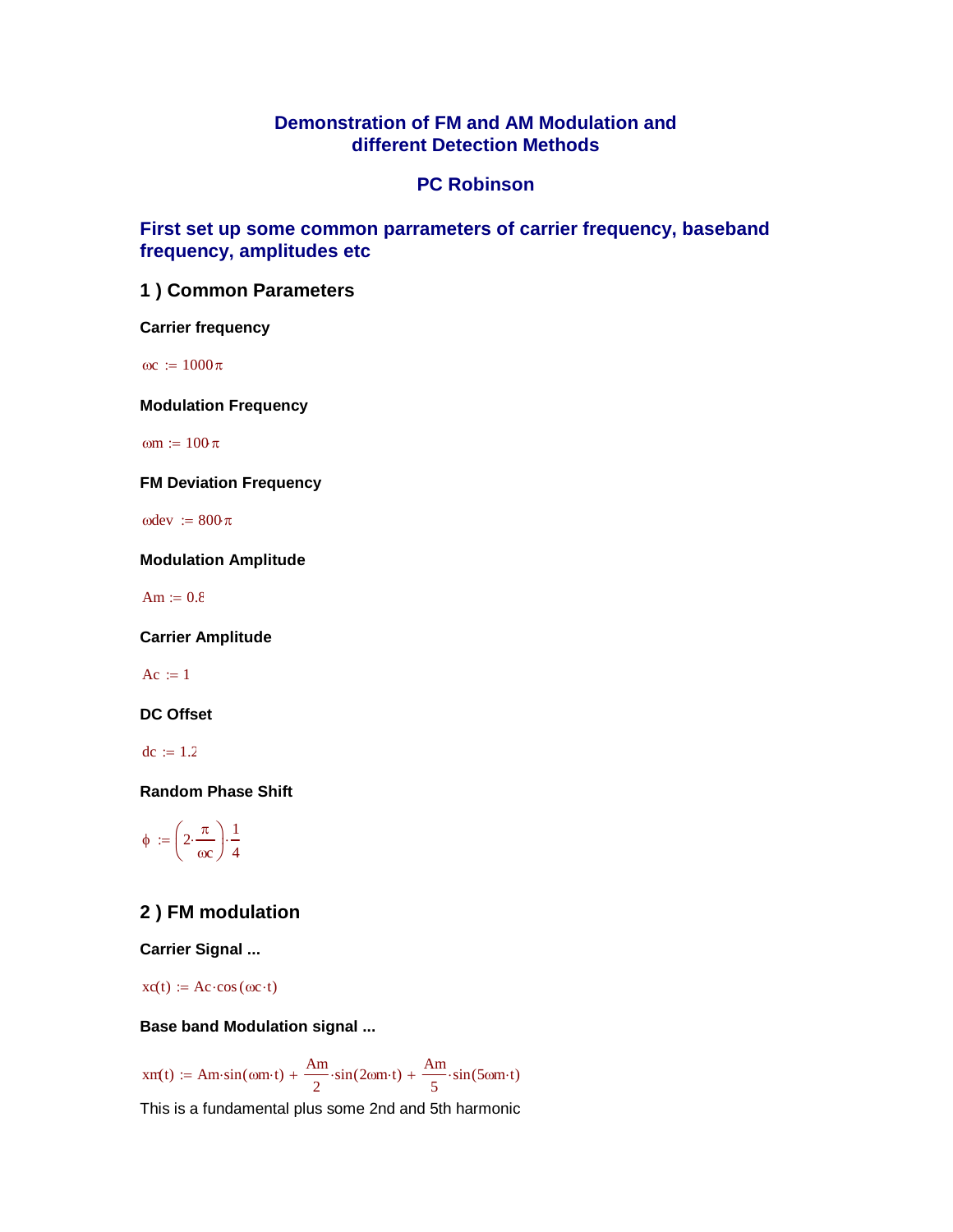# Demonstration of FM and AM Modulation and different Detection Methods

## PC Robinson

## First set up some common parrameters of carrier frequency, baseband frequency, amplitudes etc

## 1 ) Common Parameters

**Carrier frequency**

$\omega c := 1000\pi$

**Modulation Frequency**

$\omega m := 100 \cdot \pi$

**FM Deviation Frequency**

$\omega dev := 800 \cdot \pi$

**Modulation Amplitude**

$Am := 0.8$

**Carrier Amplitude**

$Ac := 1$

**DC Offset**

$dc := 1.2$

**Random Phase Shift**

$$\phi := \left(2 \cdot \frac{\pi}{\omega c}\right) \cdot \frac{1}{4}$$

## 2 ) FM modulation

**Carrier Signal ...**

$xc(t) := Ac \cdot \cos(\omega c \cdot t)$

**Base band Modulation signal ...**

$$xm(t) := Am \cdot \sin(\omega m \cdot t) + \frac{Am}{2} \cdot \sin(2\omega m \cdot t) + \frac{Am}{5} \cdot \sin(5\omega m \cdot t)$$

This is a fundamental plus some 2nd and 5th harmonic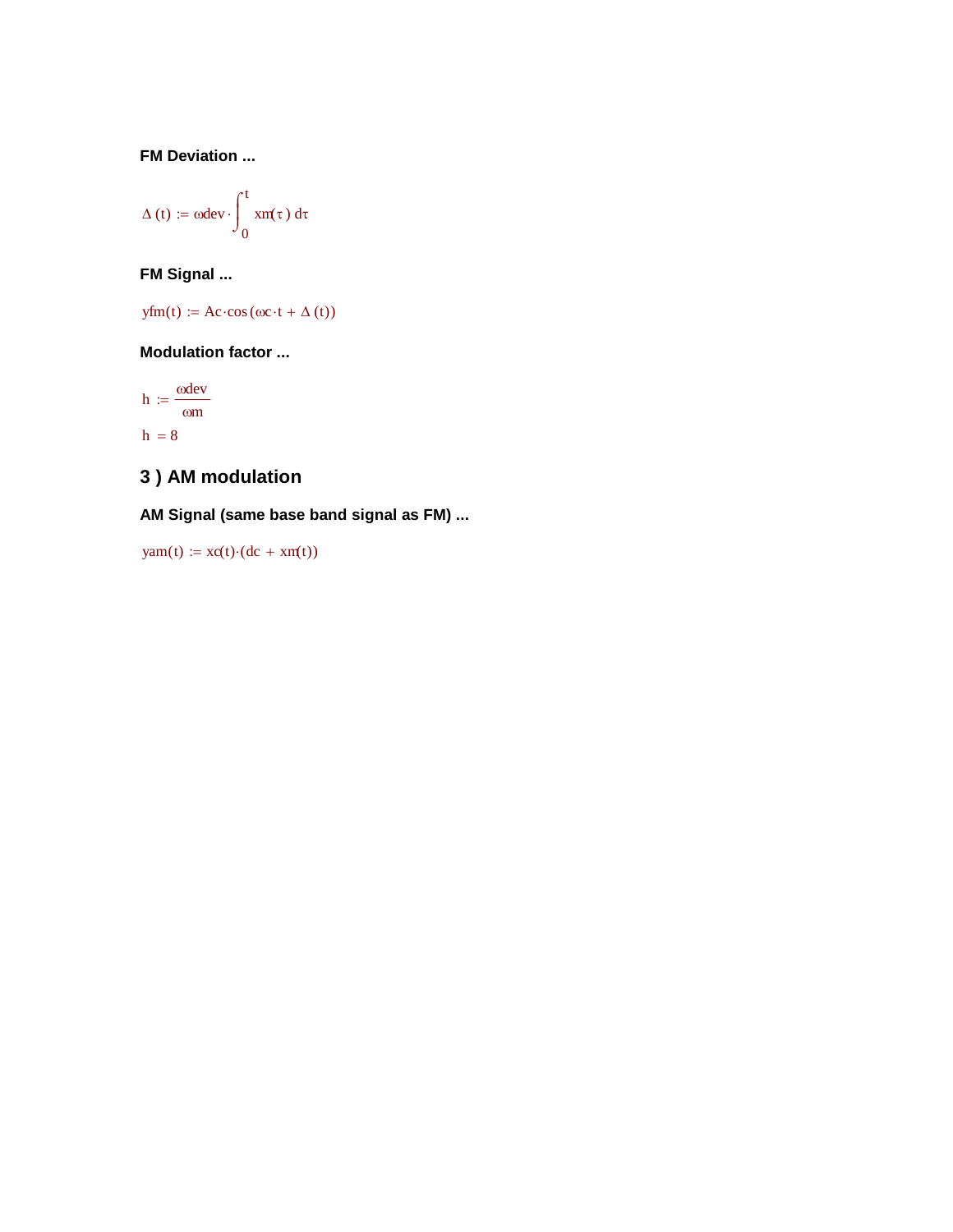**FM Deviation ...**

$$\Delta(t) := \omega dev \cdot \int_0^t xm(\tau)\, d\tau$$

**FM Signal ...**

$$yfm(t) := Ac \cdot \cos(\omega c \cdot t + \Delta(t))$$

**Modulation factor ...**

$$h := \frac{\omega dev}{\omega m}$$

$$h = 8$$

## 3 ) AM modulation

**AM Signal (same base band signal as FM) ...**

$$yam(t) := xc(t) \cdot (dc + xm(t))$$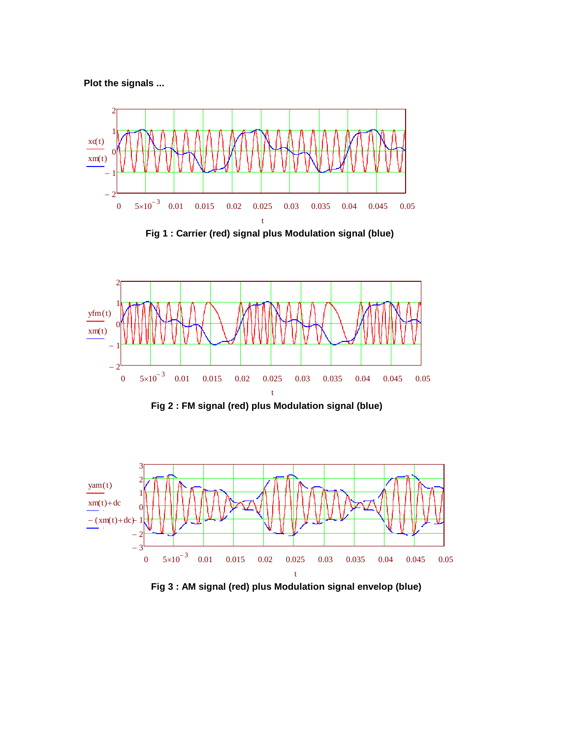**Plot the signals ...**

Fig 1 : Carrier (red) signal plus Modulation signal (blue)

Fig 2 : FM signal (red) plus Modulation signal (blue)

Fig 3 : AM signal (red) plus Modulation signal envelop (blue)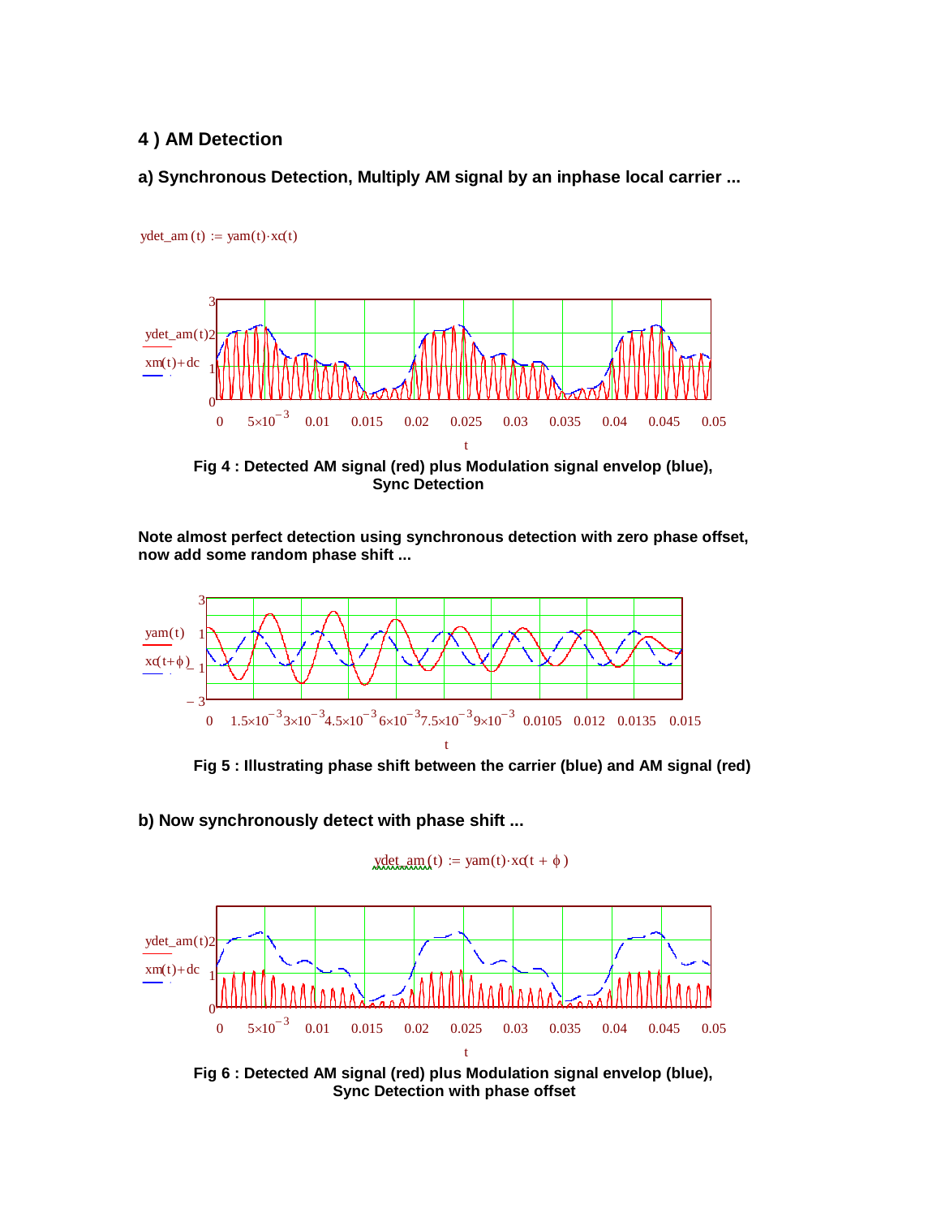### 4 ) AM Detection

**a) Synchronous Detection, Multiply AM signal by an inphase local carrier ...**

$$ydet\_am(t) := yam(t) \cdot xc(t)$$

**Fig 4 : Detected AM signal (red) plus Modulation signal envelop (blue), Sync Detection**

**Note almost perfect detection using synchronous detection with zero phase offset, now add some random phase shift ...**

**Fig 5 : Illustrating phase shift between the carrier (blue) and AM signal (red)**

**b) Now synchronously detect with phase shift ...**

$$ydet\_am(t) := yam(t) \cdot xc(t + \phi)$$

**Fig 6 : Detected AM signal (red) plus Modulation signal envelop (blue), Sync Detection with phase offset**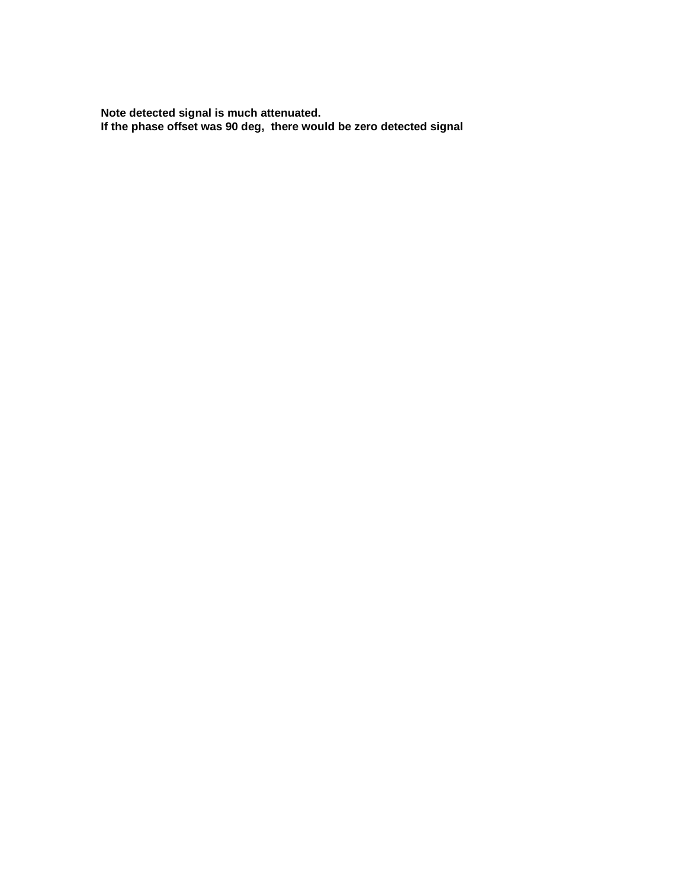**Note detected signal is much attenuated.**
**If the phase offset was 90 deg, there would be zero detected signal**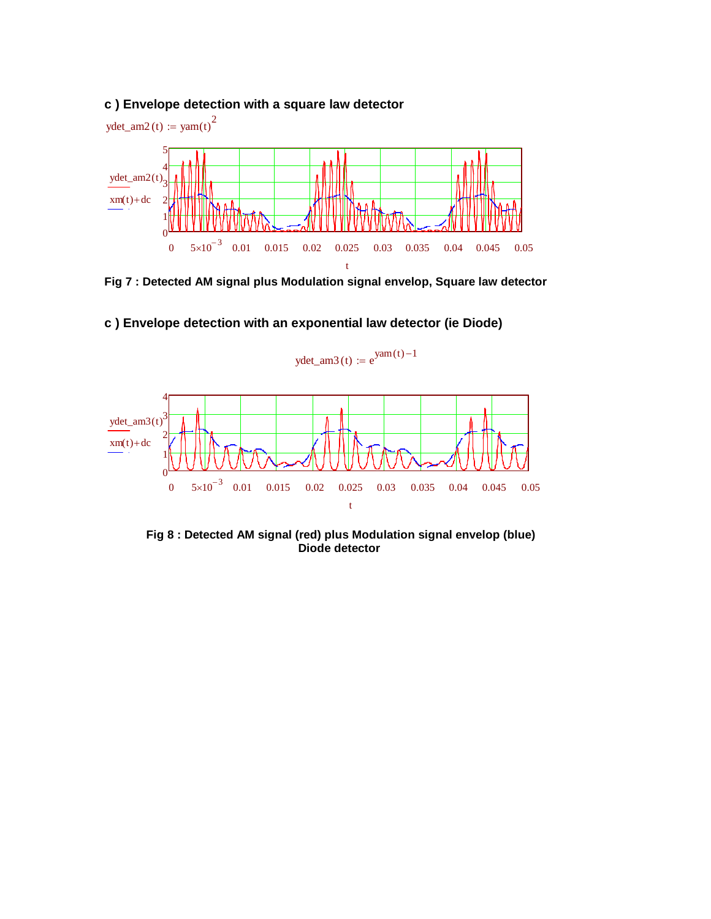## c ) Envelope detection with a square law detector

$$ydet\_am2(t) := yam(t)^2$$

**Fig 7 : Detected AM signal plus Modulation signal envelop, Square law detector**

## c ) Envelope detection with an exponential law detector (ie Diode)

$$ydet\_am3(t) := e^{yam(t)-1}$$

**Fig 8 : Detected AM signal (red) plus Modulation signal envelop (blue) Diode detector**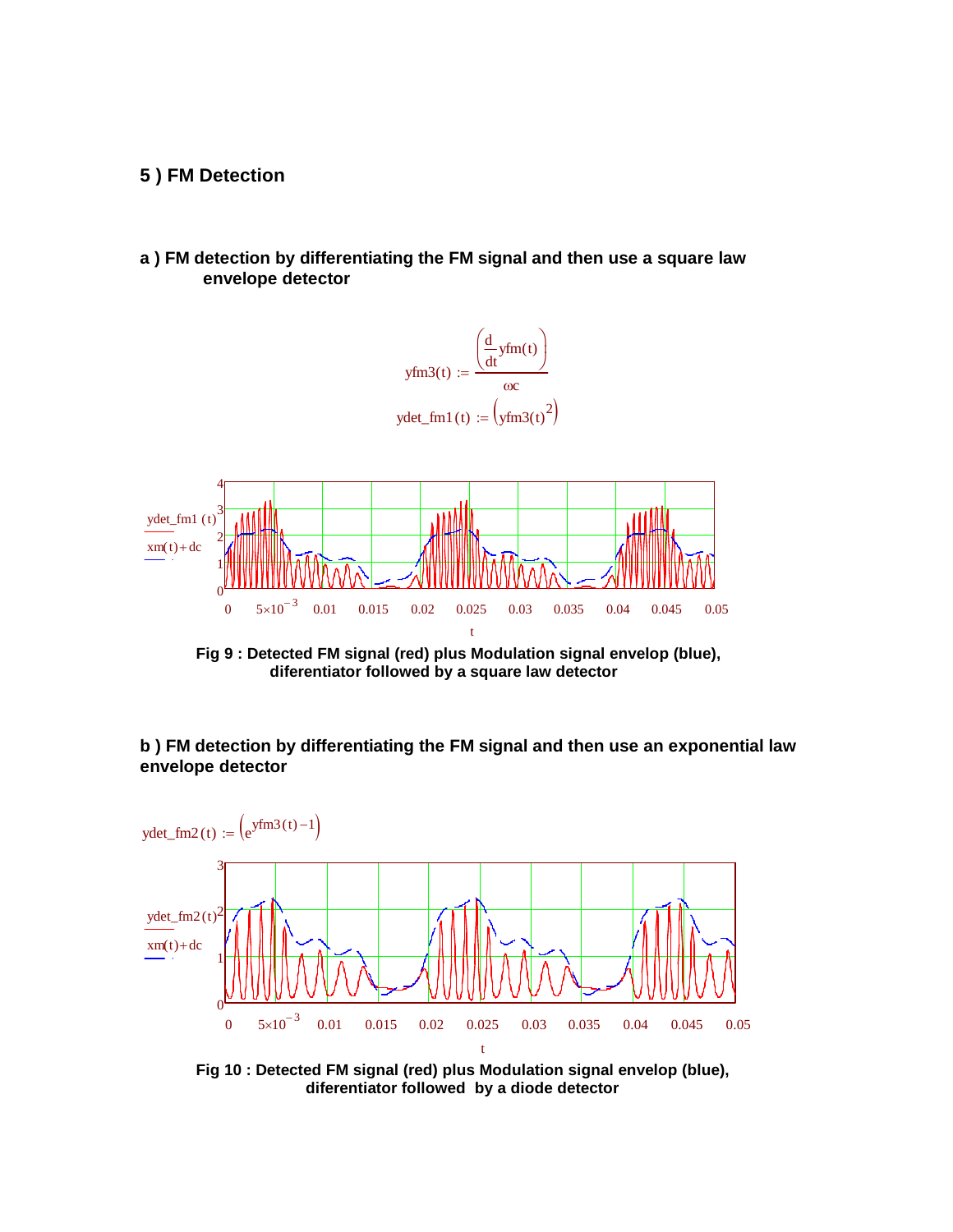## 5 ) FM Detection

### a ) FM detection by differentiating the FM signal and then use a square law envelope detector

$$\mathrm{yfm3}(t) := \frac{\left(\frac{d}{dt}\mathrm{yfm}(t)\right)}{\omega c}$$

$$\mathrm{ydet\_fm1}(t) := \left(\mathrm{yfm3}(t)^2\right)$$

**Fig 9 : Detected FM signal (red) plus Modulation signal envelop (blue), diferentiator followed by a square law detector**

### b ) FM detection by differentiating the FM signal and then use an exponential law envelope detector

$$\mathrm{ydet\_fm2}(t) := \left(e^{\mathrm{yfm3}(t)} - 1\right)$$

**Fig 10 : Detected FM signal (red) plus Modulation signal envelop (blue), diferentiator followed by a diode detector**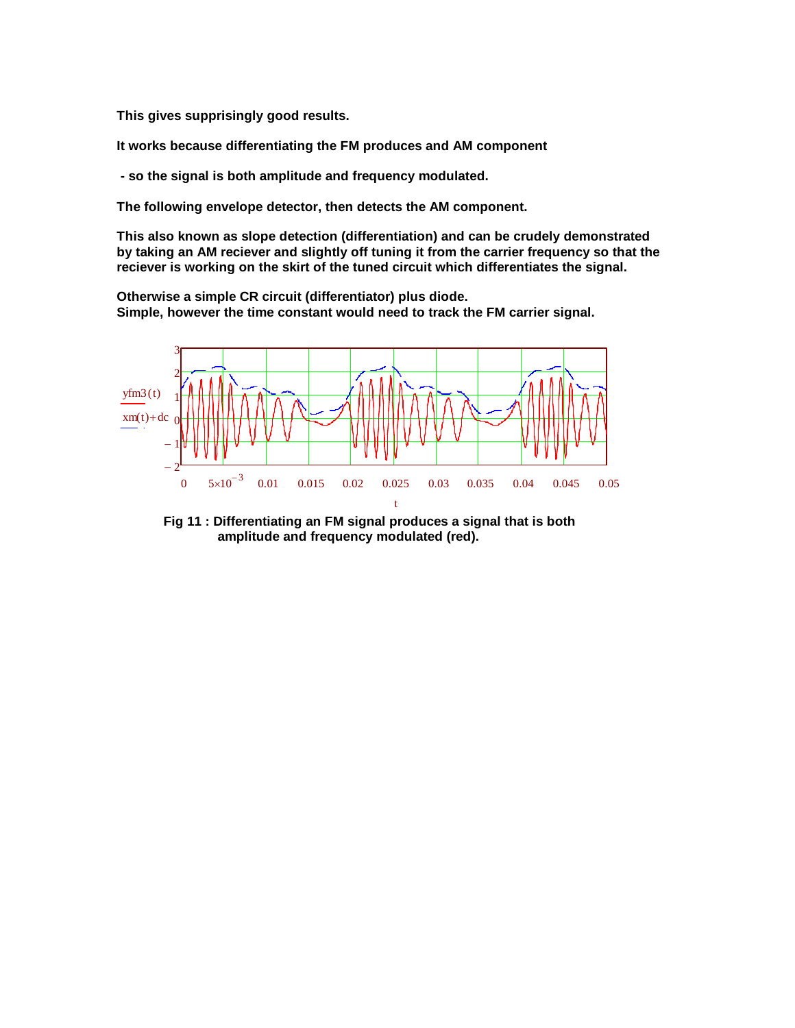**This gives supprisingly good results.**

**It works because differentiating the FM produces and AM component**

**- so the signal is both amplitude and frequency modulated.**

**The following envelope detector, then detects the AM component.**

**This also known as slope detection (differentiation) and can be crudely demonstrated by taking an AM reciever and slightly off tuning it from the carrier frequency so that the reciever is working on the skirt of the tuned circuit which differentiates the signal.**

**Otherwise a simple CR circuit (differentiator) plus diode.**
**Simple, however the time constant would need to track the FM carrier signal.**

yfm3(t)
xm(t)+dc
3
2
1
0
− 1
− 2
0
$5\times10^{-3}$
0.01
0.015
0.02
0.025
0.03
0.035
0.04
0.045
0.05
t

**Fig 11 : Differentiating an FM signal produces a signal that is both amplitude and frequency modulated (red).**